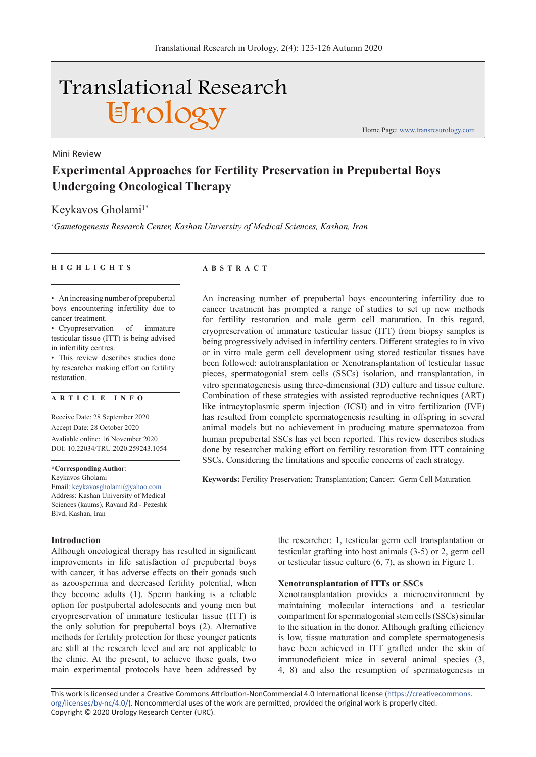Mini Review

# Experimental Approaches for Fertility Preservation in Prepubertal Boys Undergoing Oncological Therapy

Keykavos Gholami[1*]

[1]*Gametogenesis Research Center, Kashan University of Medical Sciences, Kashan, Iran*

### HIGHLIGHTS

- An increasing number of prepubertal boys encountering infertility due to cancer treatment.
- Cryopreservation of immature testicular tissue (ITT) is being advised in infertility centres.
- This review describes studies done by researcher making effort on fertility restoration.

### ARTICLE INFO

Receive Date: 28 September 2020
Accept Date: 28 October 2020
Avaliable online: 16 November 2020
DOI: 10.22034/TRU.2020.259243.1054

**\*Corresponding Author**:
Keykavos Gholami
Email: keykavosgholami@yahoo.com
Address: Kashan University of Medical Sciences (kaums), Ravand Rd - Pezeshk Blvd, Kashan, Iran

### ABSTRACT

An increasing number of prepubertal boys encountering infertility due to cancer treatment has prompted a range of studies to set up new methods for fertility restoration and male germ cell maturation. In this regard, cryopreservation of immature testicular tissue (ITT) from biopsy samples is being progressively advised in infertility centers. Different strategies to in vivo or in vitro male germ cell development using stored testicular tissues have been followed: autotransplantation or Xenotransplantation of testicular tissue pieces, spermatogonial stem cells (SSCs) isolation, and transplantation, in vitro spermatogenesis using three-dimensional (3D) culture and tissue culture. Combination of these strategies with assisted reproductive techniques (ART) like intracytoplasmic sperm injection (ICSI) and in vitro fertilization (IVF) has resulted from complete spermatogenesis resulting in offspring in several animal models but no achievement in producing mature spermatozoa from human prepubertal SSCs has yet been reported. This review describes studies done by researcher making effort on fertility restoration from ITT containing SSCs, Considering the limitations and specific concerns of each strategy.

**Keywords:** Fertility Preservation; Transplantation; Cancer; Germ Cell Maturation

## Introduction

Although oncological therapy has resulted in significant improvements in life satisfaction of prepubertal boys with cancer, it has adverse effects on their gonads such as azoospermia and decreased fertility potential, when they become adults (1). Sperm banking is a reliable option for postpubertal adolescents and young men but cryopreservation of immature testicular tissue (ITT) is the only solution for prepubertal boys (2). Alternative methods for fertility protection for these younger patients are still at the research level and are not applicable to the clinic. At the present, to achieve these goals, two main experimental protocols have been addressed by the researcher: 1, testicular germ cell transplantation or testicular grafting into host animals (3-5) or 2, germ cell or testicular tissue culture (6, 7), as shown in Figure 1.

## Xenotransplantation of ITTs or SSCs

Xenotransplantation provides a microenvironment by maintaining molecular interactions and a testicular compartment for spermatogonial stem cells (SSCs) similar to the situation in the donor. Although grafting efficiency is low, tissue maturation and complete spermatogenesis have been achieved in ITT grafted under the skin of immunodeficient mice in several animal species (3, 4, 8) and also the resumption of spermatogenesis in

This work is licensed under a Creative Commons Attribution-NonCommercial 4.0 International license (https://creativecommons.org/licenses/by-nc/4.0/). Noncommercial uses of the work are permitted, provided the original work is properly cited.
Copyright © 2020 Urology Research Center (URC).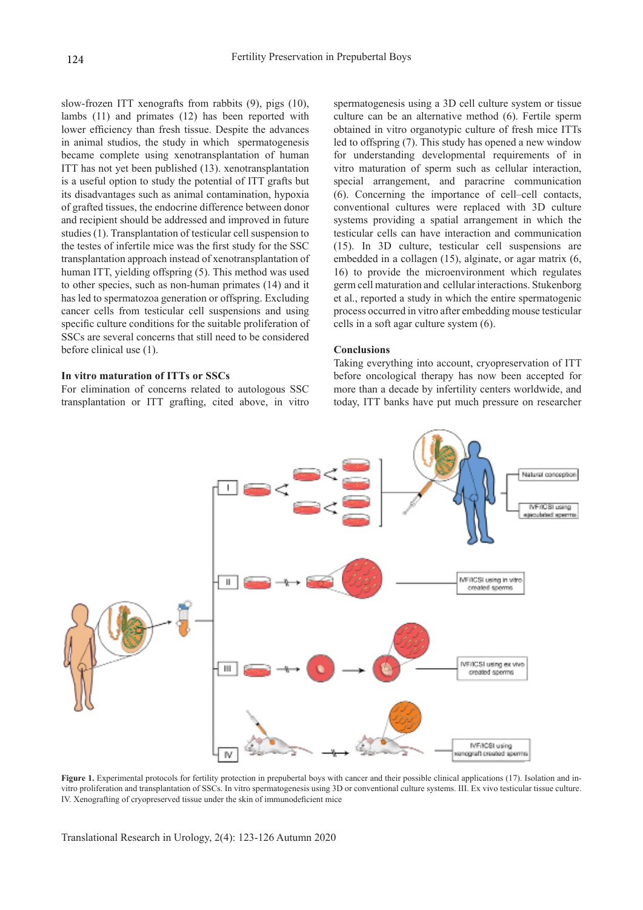slow-frozen ITT xenografts from rabbits (9), pigs (10), lambs (11) and primates (12) has been reported with lower efficiency than fresh tissue. Despite the advances in animal studios, the study in which spermatogenesis became complete using xenotransplantation of human ITT has not yet been published (13). xenotransplantation is a useful option to study the potential of ITT grafts but its disadvantages such as animal contamination, hypoxia of grafted tissues, the endocrine difference between donor and recipient should be addressed and improved in future studies (1). Transplantation of testicular cell suspension to the testes of infertile mice was the first study for the SSC transplantation approach instead of xenotransplantation of human ITT, yielding offspring (5). This method was used to other species, such as non-human primates (14) and it has led to spermatozoa generation or offspring. Excluding cancer cells from testicular cell suspensions and using specific culture conditions for the suitable proliferation of SSCs are several concerns that still need to be considered before clinical use (1).

### In vitro maturation of ITTs or SSCs

For elimination of concerns related to autologous SSC transplantation or ITT grafting, cited above, in vitro spermatogenesis using a 3D cell culture system or tissue culture can be an alternative method (6). Fertile sperm obtained in vitro organotypic culture of fresh mice ITTs led to offspring (7). This study has opened a new window for understanding developmental requirements of in vitro maturation of sperm such as cellular interaction, special arrangement, and paracrine communication (6). Concerning the importance of cell–cell contacts, conventional cultures were replaced with 3D culture systems providing a spatial arrangement in which the testicular cells can have interaction and communication (15). In 3D culture, testicular cell suspensions are embedded in a collagen (15), alginate, or agar matrix (6, 16) to provide the microenvironment which regulates germ cell maturation and cellular interactions. Stukenborg et al., reported a study in which the entire spermatogenic process occurred in vitro after embedding mouse testicular cells in a soft agar culture system (6).

### Conclusions

Taking everything into account, cryopreservation of ITT before oncological therapy has now been accepted for more than a decade by infertility centers worldwide, and today, ITT banks have put much pressure on researcher

**Figure 1.** Experimental protocols for fertility protection in prepubertal boys with cancer and their possible clinical applications (17). Isolation and in-vitro proliferation and transplantation of SSCs. In vitro spermatogenesis using 3D or conventional culture systems. III. Ex vivo testicular tissue culture. IV. Xenografting of cryopreserved tissue under the skin of immunodeficient mice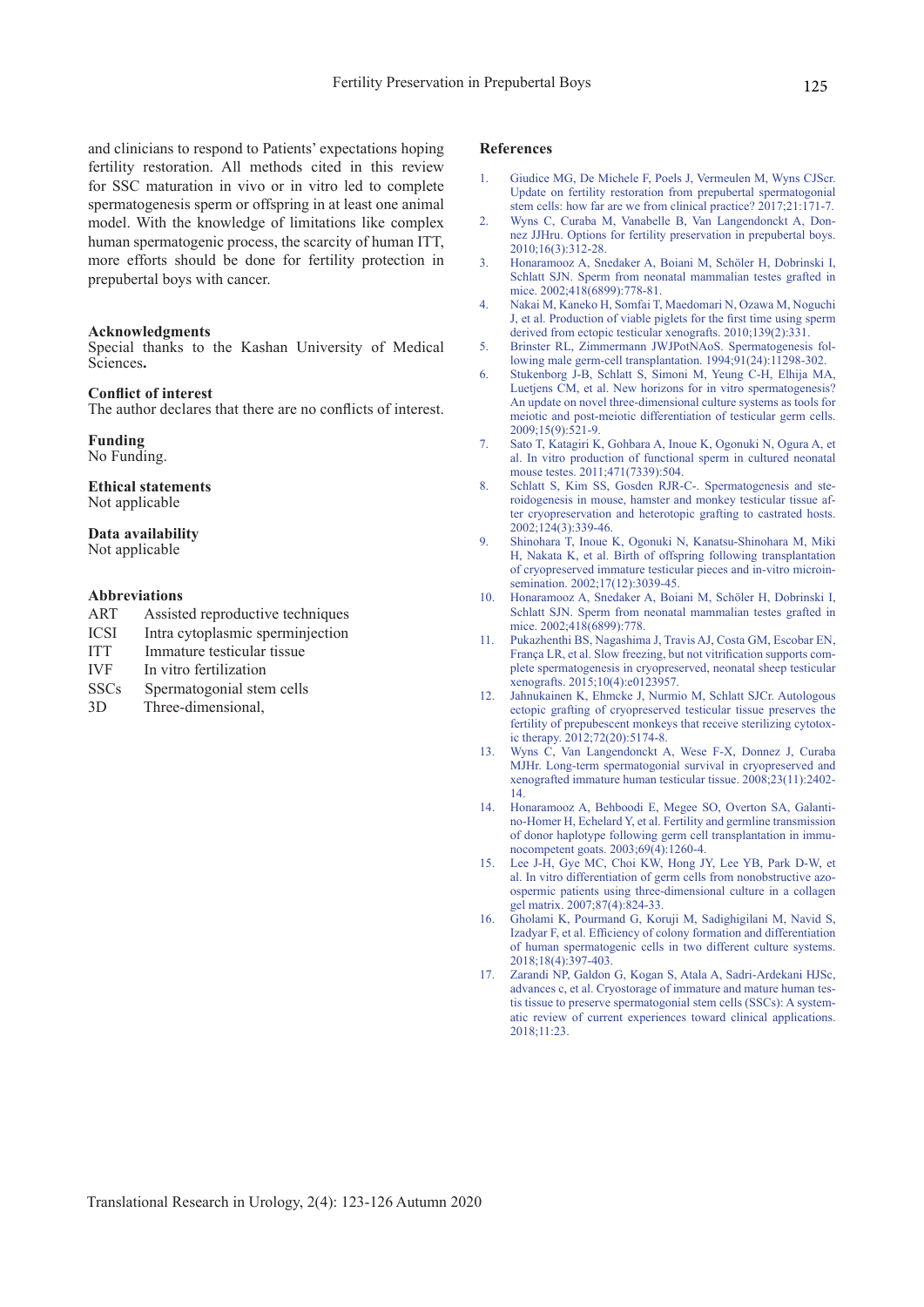and clinicians to respond to Patients' expectations hoping fertility restoration. All methods cited in this review for SSC maturation in vivo or in vitro led to complete spermatogenesis sperm or offspring in at least one animal model. With the knowledge of limitations like complex human spermatogenic process, the scarcity of human ITT, more efforts should be done for fertility protection in prepubertal boys with cancer.

## Acknowledgments

Special thanks to the Kashan University of Medical Sciences**.**

## Conflict of interest

The author declares that there are no conflicts of interest.

## Funding

No Funding.

## Ethical statements

Not applicable

## Data availability

Not applicable

## Abbreviations

| | |
|---|---|
| ART | Assisted reproductive techniques |
| ICSI | Intra cytoplasmic sperminjection |
| ITT | Immature testicular tissue |
| IVF | In vitro fertilization |
| SSCs | Spermatogonial stem cells |
| 3D | Three-dimensional, |

## References

1. Giudice MG, De Michele F, Poels J, Vermeulen M, Wyns CJScr. Update on fertility restoration from prepubertal spermatogonial stem cells: how far are we from clinical practice? 2017;21:171-7.
2. Wyns C, Curaba M, Vanabelle B, Van Langendonckt A, Donnez JJHru. Options for fertility preservation in prepubertal boys. 2010;16(3):312-28.
3. Honaramooz A, Snedaker A, Boiani M, Schöler H, Dobrinski I, Schlatt SJN. Sperm from neonatal mammalian testes grafted in mice. 2002;418(6899):778-81.
4. Nakai M, Kaneko H, Somfai T, Maedomari N, Ozawa M, Noguchi J, et al. Production of viable piglets for the first time using sperm derived from ectopic testicular xenografts. 2010;139(2):331.
5. Brinster RL, Zimmermann JWJPotNAoS. Spermatogenesis following male germ-cell transplantation. 1994;91(24):11298-302.
6. Stukenborg J-B, Schlatt S, Simoni M, Yeung C-H, Elhija MA, Luetjens CM, et al. New horizons for in vitro spermatogenesis? An update on novel three-dimensional culture systems as tools for meiotic and post-meiotic differentiation of testicular germ cells. 2009;15(9):521-9.
7. Sato T, Katagiri K, Gohbara A, Inoue K, Ogonuki N, Ogura A, et al. In vitro production of functional sperm in cultured neonatal mouse testes. 2011;471(7339):504.
8. Schlatt S, Kim SS, Gosden RJR-C-. Spermatogenesis and steroidogenesis in mouse, hamster and monkey testicular tissue after cryopreservation and heterotopic grafting to castrated hosts. 2002;124(3):339-46.
9. Shinohara T, Inoue K, Ogonuki N, Kanatsu-Shinohara M, Miki H, Nakata K, et al. Birth of offspring following transplantation of cryopreserved immature testicular pieces and in-vitro microinsemination. 2002;17(12):3039-45.
10. Honaramooz A, Snedaker A, Boiani M, Schöler H, Dobrinski I, Schlatt SJN. Sperm from neonatal mammalian testes grafted in mice. 2002;418(6899):778.
11. Pukazhenthi BS, Nagashima J, Travis AJ, Costa GM, Escobar EN, França LR, et al. Slow freezing, but not vitrification supports complete spermatogenesis in cryopreserved, neonatal sheep testicular xenografts. 2015;10(4):e0123957.
12. Jahnukainen K, Ehmcke J, Nurmio M, Schlatt SJCr. Autologous ectopic grafting of cryopreserved testicular tissue preserves the fertility of prepubescent monkeys that receive sterilizing cytotoxic therapy. 2012;72(20):5174-8.
13. Wyns C, Van Langendonckt A, Wese F-X, Donnez J, Curaba MJHr. Long-term spermatogonial survival in cryopreserved and xenografted immature human testicular tissue. 2008;23(11):2402-14.
14. Honaramooz A, Behboodi E, Megee SO, Overton SA, Galantino-Homer H, Echelard Y, et al. Fertility and germline transmission of donor haplotype following germ cell transplantation in immunocompetent goats. 2003;69(4):1260-4.
15. Lee J-H, Gye MC, Choi KW, Hong JY, Lee YB, Park D-W, et al. In vitro differentiation of germ cells from nonobstructive azoospermic patients using three-dimensional culture in a collagen gel matrix. 2007;87(4):824-33.
16. Gholami K, Pourmand G, Koruji M, Sadighigilani M, Navid S, Izadyar F, et al. Efficiency of colony formation and differentiation of human spermatogenic cells in two different culture systems. 2018;18(4):397-403.
17. Zarandi NP, Galdon G, Kogan S, Atala A, Sadri-Ardekani HJSc, advances c, et al. Cryostorage of immature and mature human testis tissue to preserve spermatogonial stem cells (SSCs): A systematic review of current experiences toward clinical applications. 2018;11:23.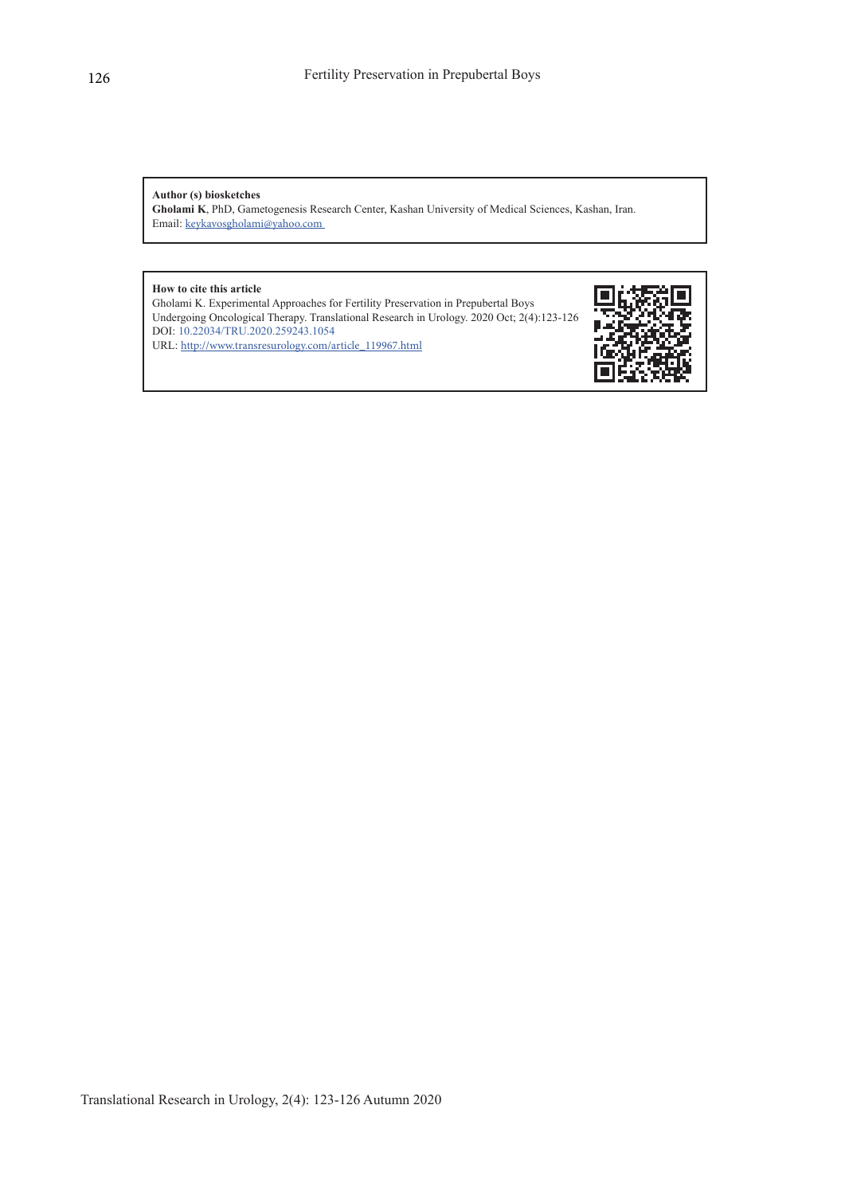**Author (s) biosketches**

**Gholami K**, PhD, Gametogenesis Research Center, Kashan University of Medical Sciences, Kashan, Iran.
Email: keykavosgholami@yahoo.com

**How to cite this article**

Gholami K. Experimental Approaches for Fertility Preservation in Prepubertal Boys Undergoing Oncological Therapy. Translational Research in Urology. 2020 Oct; 2(4):123-126
DOI: 10.22034/TRU.2020.259243.1054
URL: http://www.transresurology.com/article_119967.html